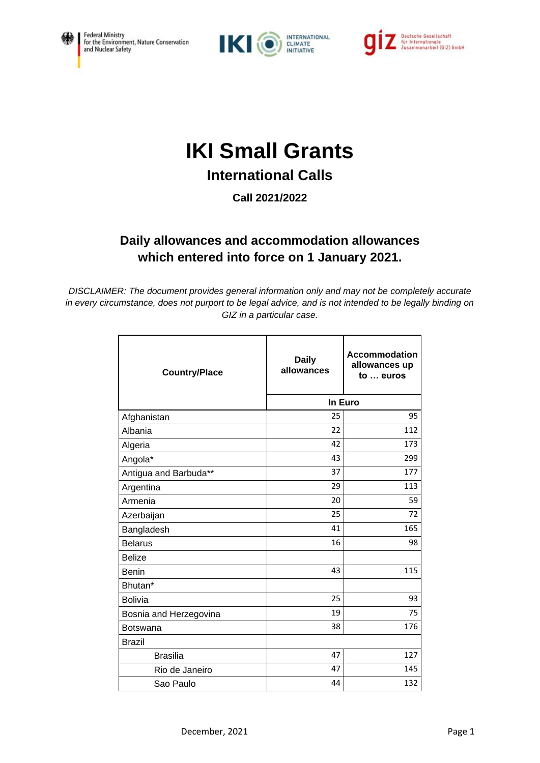Federal Ministry for the Environment, Nature Conservation and Nuclear Safety

IKI INTERNATIONAL CLIMATE INITIATIVE

giz Deutsche Gesellschaft für Internationale Zusammenarbeit (GIZ) GmbH

# IKI Small Grants

## International Calls

### Call 2021/2022

## Daily allowances and accommodation allowances which entered into force on 1 January 2021.

*DISCLAIMER: The document provides general information only and may not be completely accurate in every circumstance, does not purport to be legal advice, and is not intended to be legally binding on GIZ in a particular case.*

| Country/Place | Daily allowances | Accommodation allowances up to … euros |
|---|---|---|
| | In Euro | |
| Afghanistan | 25 | 95 |
| Albania | 22 | 112 |
| Algeria | 42 | 173 |
| Angola* | 43 | 299 |
| Antigua and Barbuda** | 37 | 177 |
| Argentina | 29 | 113 |
| Armenia | 20 | 59 |
| Azerbaijan | 25 | 72 |
| Bangladesh | 41 | 165 |
| Belarus | 16 | 98 |
| Belize | | |
| Benin | 43 | 115 |
| Bhutan* | | |
| Bolivia | 25 | 93 |
| Bosnia and Herzegovina | 19 | 75 |
| Botswana | 38 | 176 |
| Brazil | | |
| Brasilia | 47 | 127 |
| Rio de Janeiro | 47 | 145 |
| Sao Paulo | 44 | 132 |

December, 2021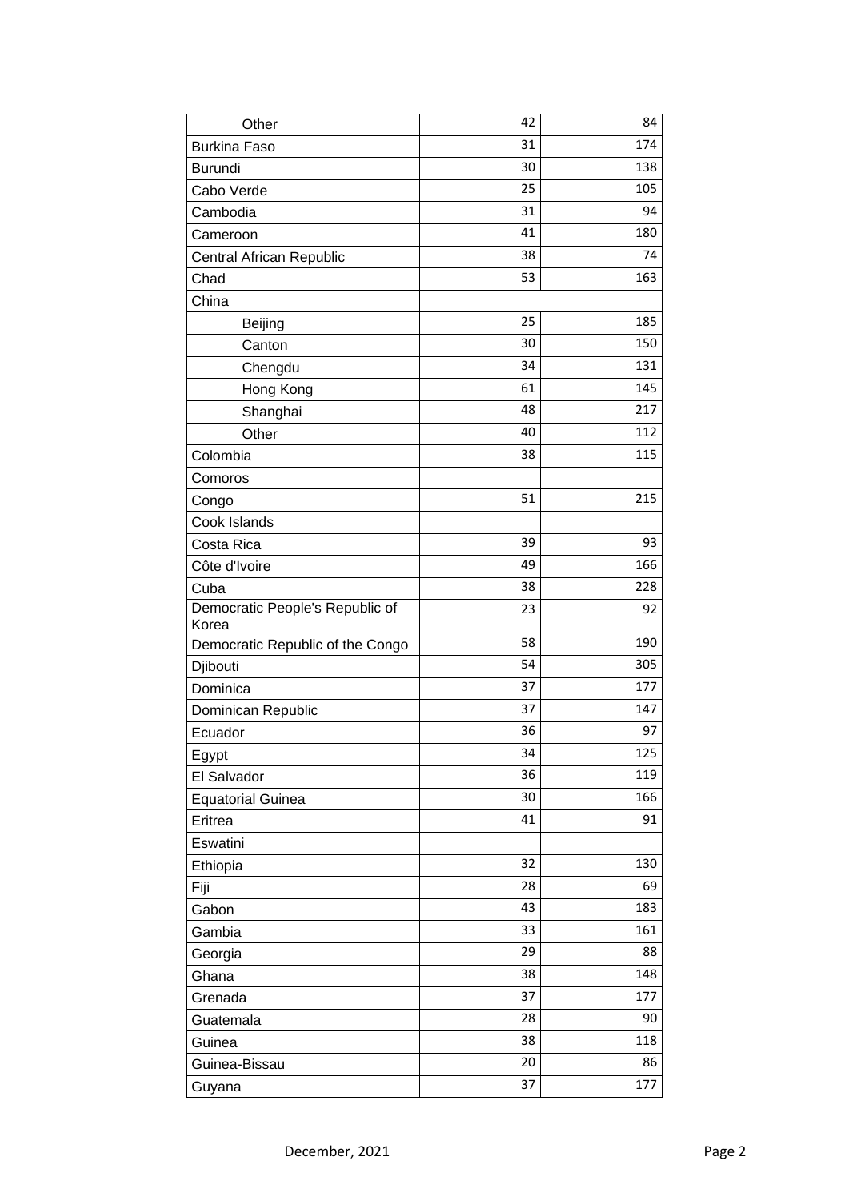| | | |
|---|---|---|
| Other | 42 | 84 |
| Burkina Faso | 31 | 174 |
| Burundi | 30 | 138 |
| Cabo Verde | 25 | 105 |
| Cambodia | 31 | 94 |
| Cameroon | 41 | 180 |
| Central African Republic | 38 | 74 |
| Chad | 53 | 163 |
| China | | |
| Beijing | 25 | 185 |
| Canton | 30 | 150 |
| Chengdu | 34 | 131 |
| Hong Kong | 61 | 145 |
| Shanghai | 48 | 217 |
| Other | 40 | 112 |
| Colombia | 38 | 115 |
| Comoros | | |
| Congo | 51 | 215 |
| Cook Islands | | |
| Costa Rica | 39 | 93 |
| Côte d'Ivoire | 49 | 166 |
| Cuba | 38 | 228 |
| Democratic People's Republic of Korea | 23 | 92 |
| Democratic Republic of the Congo | 58 | 190 |
| Djibouti | 54 | 305 |
| Dominica | 37 | 177 |
| Dominican Republic | 37 | 147 |
| Ecuador | 36 | 97 |
| Egypt | 34 | 125 |
| El Salvador | 36 | 119 |
| Equatorial Guinea | 30 | 166 |
| Eritrea | 41 | 91 |
| Eswatini | | |
| Ethiopia | 32 | 130 |
| Fiji | 28 | 69 |
| Gabon | 43 | 183 |
| Gambia | 33 | 161 |
| Georgia | 29 | 88 |
| Ghana | 38 | 148 |
| Grenada | 37 | 177 |
| Guatemala | 28 | 90 |
| Guinea | 38 | 118 |
| Guinea-Bissau | 20 | 86 |
| Guyana | 37 | 177 |

December, 2021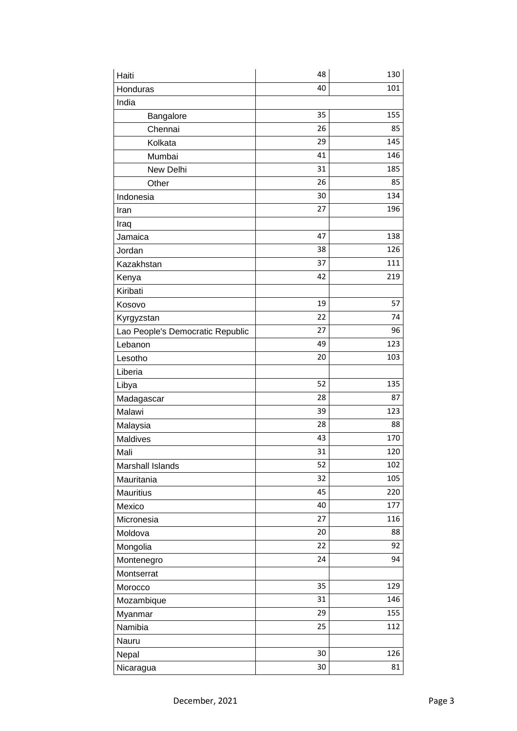| | | |
|---|---|---|
| Haiti | 48 | 130 |
| Honduras | 40 | 101 |
| India | | |
| Bangalore | 35 | 155 |
| Chennai | 26 | 85 |
| Kolkata | 29 | 145 |
| Mumbai | 41 | 146 |
| New Delhi | 31 | 185 |
| Other | 26 | 85 |
| Indonesia | 30 | 134 |
| Iran | 27 | 196 |
| Iraq | | |
| Jamaica | 47 | 138 |
| Jordan | 38 | 126 |
| Kazakhstan | 37 | 111 |
| Kenya | 42 | 219 |
| Kiribati | | |
| Kosovo | 19 | 57 |
| Kyrgyzstan | 22 | 74 |
| Lao People's Democratic Republic | 27 | 96 |
| Lebanon | 49 | 123 |
| Lesotho | 20 | 103 |
| Liberia | | |
| Libya | 52 | 135 |
| Madagascar | 28 | 87 |
| Malawi | 39 | 123 |
| Malaysia | 28 | 88 |
| Maldives | 43 | 170 |
| Mali | 31 | 120 |
| Marshall Islands | 52 | 102 |
| Mauritania | 32 | 105 |
| Mauritius | 45 | 220 |
| Mexico | 40 | 177 |
| Micronesia | 27 | 116 |
| Moldova | 20 | 88 |
| Mongolia | 22 | 92 |
| Montenegro | 24 | 94 |
| Montserrat | | |
| Morocco | 35 | 129 |
| Mozambique | 31 | 146 |
| Myanmar | 29 | 155 |
| Namibia | 25 | 112 |
| Nauru | | |
| Nepal | 30 | 126 |
| Nicaragua | 30 | 81 |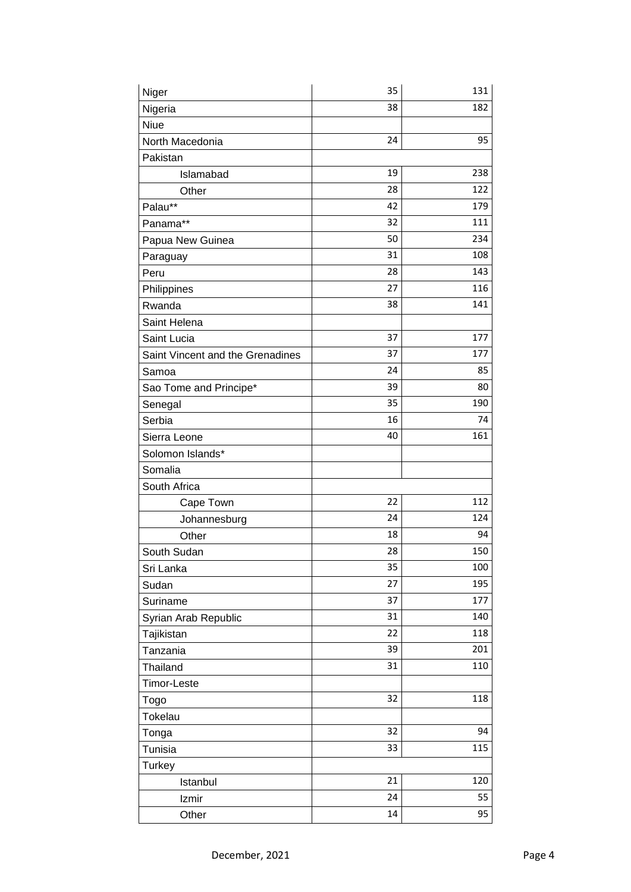| | | |
|---|---|---|
| Niger | 35 | 131 |
| Nigeria | 38 | 182 |
| Niue | | |
| North Macedonia | 24 | 95 |
| Pakistan | | |
| Islamabad | 19 | 238 |
| Other | 28 | 122 |
| Palau** | 42 | 179 |
| Panama** | 32 | 111 |
| Papua New Guinea | 50 | 234 |
| Paraguay | 31 | 108 |
| Peru | 28 | 143 |
| Philippines | 27 | 116 |
| Rwanda | 38 | 141 |
| Saint Helena | | |
| Saint Lucia | 37 | 177 |
| Saint Vincent and the Grenadines | 37 | 177 |
| Samoa | 24 | 85 |
| Sao Tome and Principe* | 39 | 80 |
| Senegal | 35 | 190 |
| Serbia | 16 | 74 |
| Sierra Leone | 40 | 161 |
| Solomon Islands* | | |
| Somalia | | |
| South Africa | | |
| Cape Town | 22 | 112 |
| Johannesburg | 24 | 124 |
| Other | 18 | 94 |
| South Sudan | 28 | 150 |
| Sri Lanka | 35 | 100 |
| Sudan | 27 | 195 |
| Suriname | 37 | 177 |
| Syrian Arab Republic | 31 | 140 |
| Tajikistan | 22 | 118 |
| Tanzania | 39 | 201 |
| Thailand | 31 | 110 |
| Timor-Leste | | |
| Togo | 32 | 118 |
| Tokelau | | |
| Tonga | 32 | 94 |
| Tunisia | 33 | 115 |
| Turkey | | |
| Istanbul | 21 | 120 |
| Izmir | 24 | 55 |
| Other | 14 | 95 |

December, 2021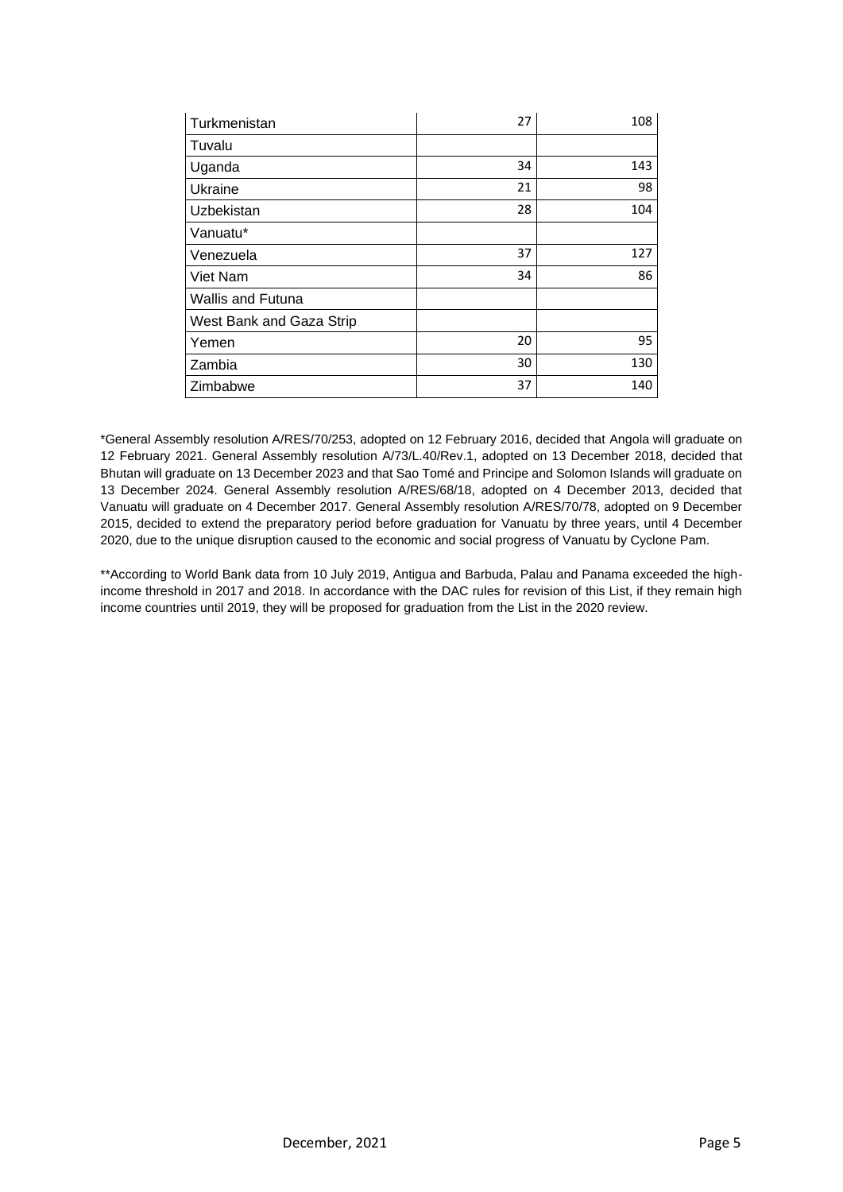| | | |
|---|---|---|
| Turkmenistan | 27 | 108 |
| Tuvalu | | |
| Uganda | 34 | 143 |
| Ukraine | 21 | 98 |
| Uzbekistan | 28 | 104 |
| Vanuatu* | | |
| Venezuela | 37 | 127 |
| Viet Nam | 34 | 86 |
| Wallis and Futuna | | |
| West Bank and Gaza Strip | | |
| Yemen | 20 | 95 |
| Zambia | 30 | 130 |
| Zimbabwe | 37 | 140 |

*General Assembly resolution A/RES/70/253, adopted on 12 February 2016, decided that Angola will graduate on 12 February 2021. General Assembly resolution A/73/L.40/Rev.1, adopted on 13 December 2018, decided that Bhutan will graduate on 13 December 2023 and that Sao Tomé and Principe and Solomon Islands will graduate on 13 December 2024. General Assembly resolution A/RES/68/18, adopted on 4 December 2013, decided that Vanuatu will graduate on 4 December 2017. General Assembly resolution A/RES/70/78, adopted on 9 December 2015, decided to extend the preparatory period before graduation for Vanuatu by three years, until 4 December 2020, due to the unique disruption caused to the economic and social progress of Vanuatu by Cyclone Pam.

**According to World Bank data from 10 July 2019, Antigua and Barbuda, Palau and Panama exceeded the high-income threshold in 2017 and 2018. In accordance with the DAC rules for revision of this List, if they remain high income countries until 2019, they will be proposed for graduation from the List in the 2020 review.